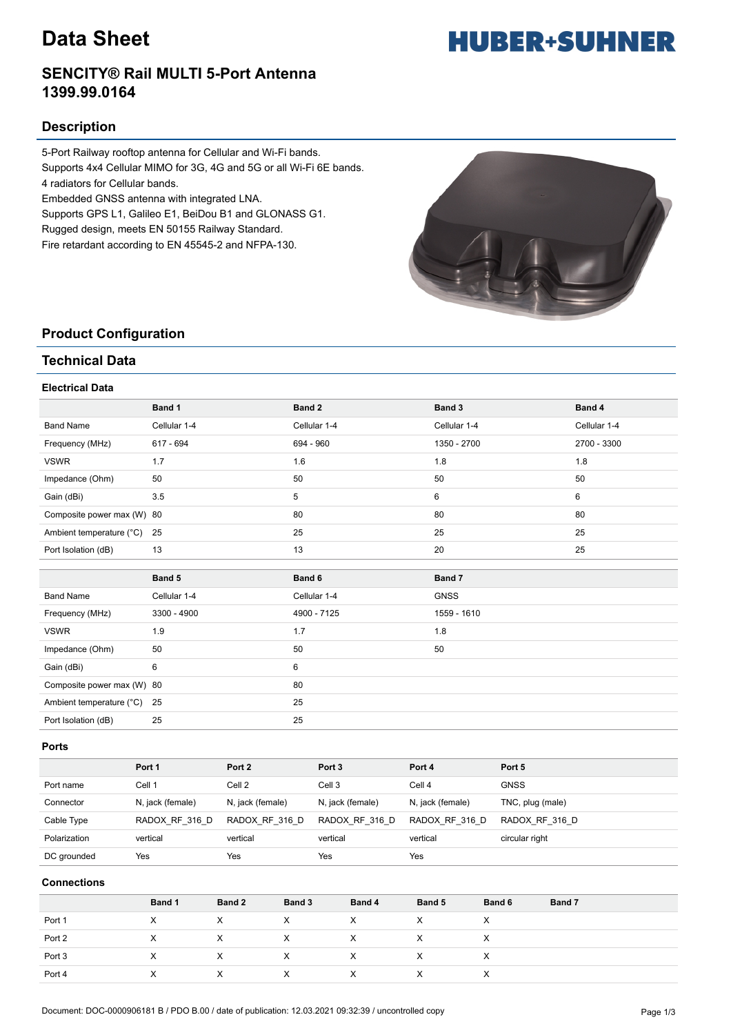# Data Sheet

HUBER+SUHNER

## SENCITY® Rail MULTI 5-Port Antenna 1399.99.0164

## Description

5-Port Railway rooftop antenna for Cellular and Wi-Fi bands.
Supports 4x4 Cellular MIMO for 3G, 4G and 5G or all Wi-Fi 6E bands.
4 radiators for Cellular bands.
Embedded GNSS antenna with integrated LNA.
Supports GPS L1, Galileo E1, BeiDou B1 and GLONASS G1.
Rugged design, meets EN 50155 Railway Standard.
Fire retardant according to EN 45545-2 and NFPA-130.

## Product Configuration

## Technical Data

### Electrical Data

| | Band 1 | Band 2 | Band 3 | Band 4 |
|---|---|---|---|---|
| Band Name | Cellular 1-4 | Cellular 1-4 | Cellular 1-4 | Cellular 1-4 |
| Frequency (MHz) | 617 - 694 | 694 - 960 | 1350 - 2700 | 2700 - 3300 |
| VSWR | 1.7 | 1.6 | 1.8 | 1.8 |
| Impedance (Ohm) | 50 | 50 | 50 | 50 |
| Gain (dBi) | 3.5 | 5 | 6 | 6 |
| Composite power max (W) | 80 | 80 | 80 | 80 |
| Ambient temperature (°C) | 25 | 25 | 25 | 25 |
| Port Isolation (dB) | 13 | 13 | 20 | 25 |

| | Band 5 | Band 6 | Band 7 |
|---|---|---|---|
| Band Name | Cellular 1-4 | Cellular 1-4 | GNSS |
| Frequency (MHz) | 3300 - 4900 | 4900 - 7125 | 1559 - 1610 |
| VSWR | 1.9 | 1.7 | 1.8 |
| Impedance (Ohm) | 50 | 50 | 50 |
| Gain (dBi) | 6 | 6 | |
| Composite power max (W) | 80 | 80 | |
| Ambient temperature (°C) | 25 | 25 | |
| Port Isolation (dB) | 25 | 25 | |

### Ports

| | Port 1 | Port 2 | Port 3 | Port 4 | Port 5 |
|---|---|---|---|---|---|
| Port name | Cell 1 | Cell 2 | Cell 3 | Cell 4 | GNSS |
| Connector | N, jack (female) | N, jack (female) | N, jack (female) | N, jack (female) | TNC, plug (male) |
| Cable Type | RADOX_RF_316_D | RADOX_RF_316_D | RADOX_RF_316_D | RADOX_RF_316_D | RADOX_RF_316_D |
| Polarization | vertical | vertical | vertical | vertical | circular right |
| DC grounded | Yes | Yes | Yes | Yes | |

### Connections

| | Band 1 | Band 2 | Band 3 | Band 4 | Band 5 | Band 6 | Band 7 |
|---|---|---|---|---|---|---|---|
| Port 1 | X | X | X | X | X | X | |
| Port 2 | X | X | X | X | X | X | |
| Port 3 | X | X | X | X | X | X | |
| Port 4 | X | X | X | X | X | X | |

Document: DOC-0000906181 B / PDO B.00 / date of publication: 12.03.2021 09:32:39 / uncontrolled copy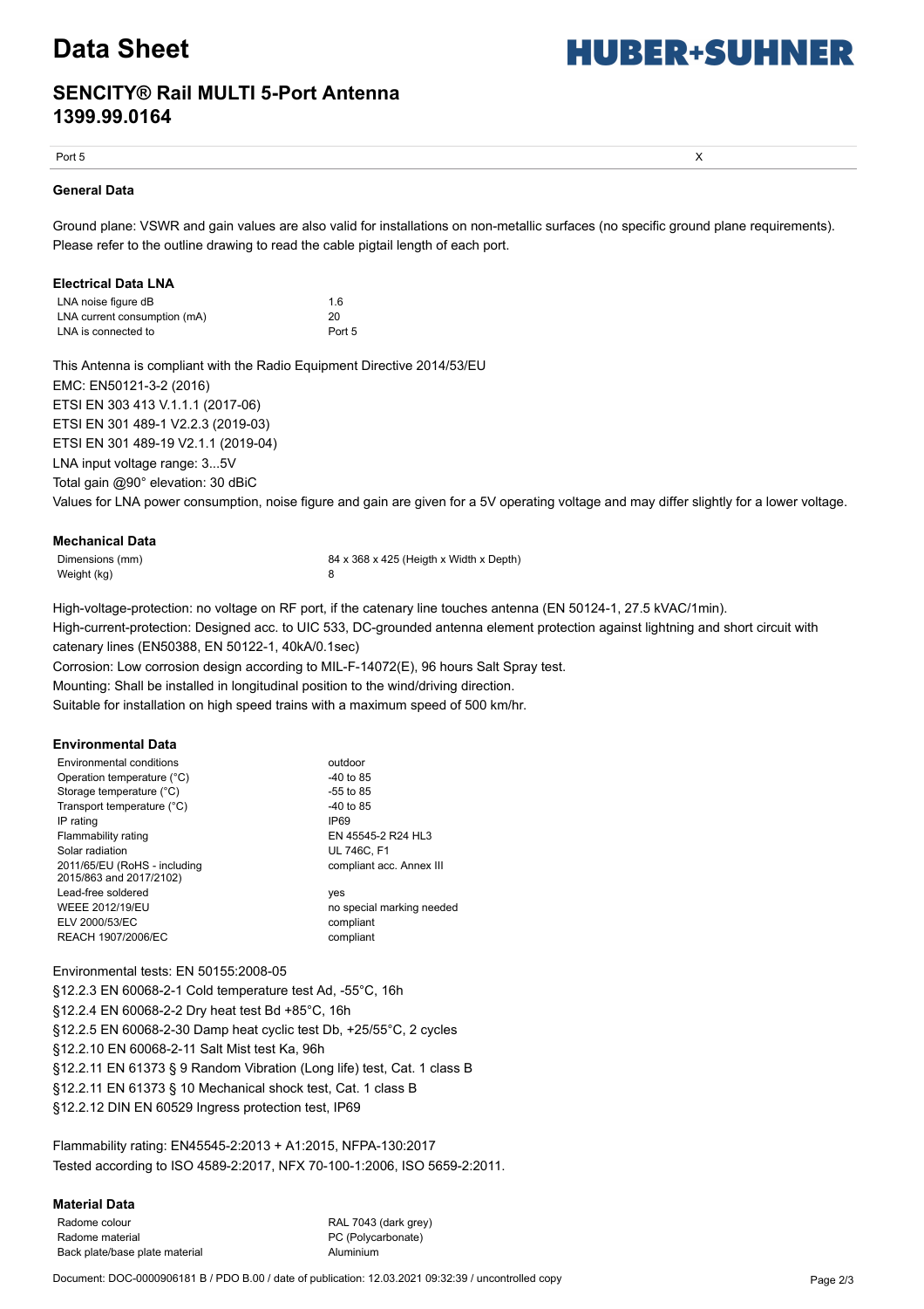| Port 5 | X |
|---|---|

### General Data

Ground plane: VSWR and gain values are also valid for installations on non-metallic surfaces (no specific ground plane requirements).
Please refer to the outline drawing to read the cable pigtail length of each port.

### Electrical Data LNA

| | |
|---|---|
| LNA noise figure dB | 1.6 |
| LNA current consumption (mA) | 20 |
| LNA is connected to | Port 5 |

This Antenna is compliant with the Radio Equipment Directive 2014/53/EU
EMC: EN50121-3-2 (2016)
ETSI EN 303 413 V.1.1.1 (2017-06)
ETSI EN 301 489-1 V2.2.3 (2019-03)
ETSI EN 301 489-19 V2.1.1 (2019-04)
LNA input voltage range: 3...5V
Total gain @90° elevation: 30 dBiC
Values for LNA power consumption, noise figure and gain are given for a 5V operating voltage and may differ slightly for a lower voltage.

### Mechanical Data

| | |
|---|---|
| Dimensions (mm) | 84 x 368 x 425 (Heigth x Width x Depth) |
| Weight (kg) | 8 |

High-voltage-protection: no voltage on RF port, if the catenary line touches antenna (EN 50124-1, 27.5 kVAC/1min).
High-current-protection: Designed acc. to UIC 533, DC-grounded antenna element protection against lightning and short circuit with catenary lines (EN50388, EN 50122-1, 40kA/0.1sec)
Corrosion: Low corrosion design according to MIL-F-14072(E), 96 hours Salt Spray test.
Mounting: Shall be installed in longitudinal position to the wind/driving direction.
Suitable for installation on high speed trains with a maximum speed of 500 km/hr.

### Environmental Data

| | |
|---|---|
| Environmental conditions | outdoor |
| Operation temperature (°C) | -40 to 85 |
| Storage temperature (°C) | -55 to 85 |
| Transport temperature (°C) | -40 to 85 |
| IP rating | IP69 |
| Flammability rating | EN 45545-2 R24 HL3 |
| Solar radiation | UL 746C, F1 |
| 2011/65/EU (RoHS - including 2015/863 and 2017/2102) | compliant acc. Annex III |
| Lead-free soldered | yes |
| WEEE 2012/19/EU | no special marking needed |
| ELV 2000/53/EC | compliant |
| REACH 1907/2006/EC | compliant |

Environmental tests: EN 50155:2008-05
§12.2.3 EN 60068-2-1 Cold temperature test Ad, -55°C, 16h
§12.2.4 EN 60068-2-2 Dry heat test Bd +85°C, 16h
§12.2.5 EN 60068-2-30 Damp heat cyclic test Db, +25/55°C, 2 cycles
§12.2.10 EN 60068-2-11 Salt Mist test Ka, 96h
§12.2.11 EN 61373 § 9 Random Vibration (Long life) test, Cat. 1 class B
§12.2.11 EN 61373 § 10 Mechanical shock test, Cat. 1 class B
§12.2.12 DIN EN 60529 Ingress protection test, IP69

Flammability rating: EN45545-2:2013 + A1:2015, NFPA-130:2017
Tested according to ISO 4589-2:2017, NFX 70-100-1:2006, ISO 5659-2:2011.

### Material Data

| | |
|---|---|
| Radome colour | RAL 7043 (dark grey) |
| Radome material | PC (Polycarbonate) |
| Back plate/base plate material | Aluminium |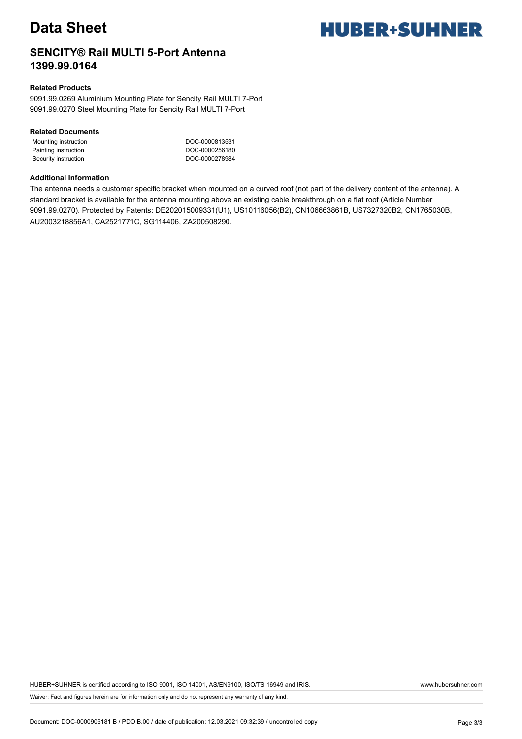# Data Sheet

## SENCITY® Rail MULTI 5-Port Antenna 1399.99.0164

### Related Products

9091.99.0269 Aluminium Mounting Plate for Sencity Rail MULTI 7-Port
9091.99.0270 Steel Mounting Plate for Sencity Rail MULTI 7-Port

### Related Documents

| | |
|---|---|
| Mounting instruction | DOC-0000813531 |
| Painting instruction | DOC-0000256180 |
| Security instruction | DOC-0000278984 |

### Additional Information

The antenna needs a customer specific bracket when mounted on a curved roof (not part of the delivery content of the antenna). A standard bracket is available for the antenna mounting above an existing cable breakthrough on a flat roof (Article Number 9091.99.0270). Protected by Patents: DE202015009331(U1), US10116056(B2), CN106663861B, US7327320B2, CN1765030B, AU2003218856A1, CA2521771C, SG114406, ZA200508290.

HUBER+SUHNER is certified according to ISO 9001, ISO 14001, AS/EN9100, ISO/TS 16949 and IRIS.

www.hubersuhner.com

Waiver: Fact and figures herein are for information only and do not represent any warranty of any kind.

Document: DOC-0000906181 B / PDO B.00 / date of publication: 12.03.2021 09:32:39 / uncontrolled copy